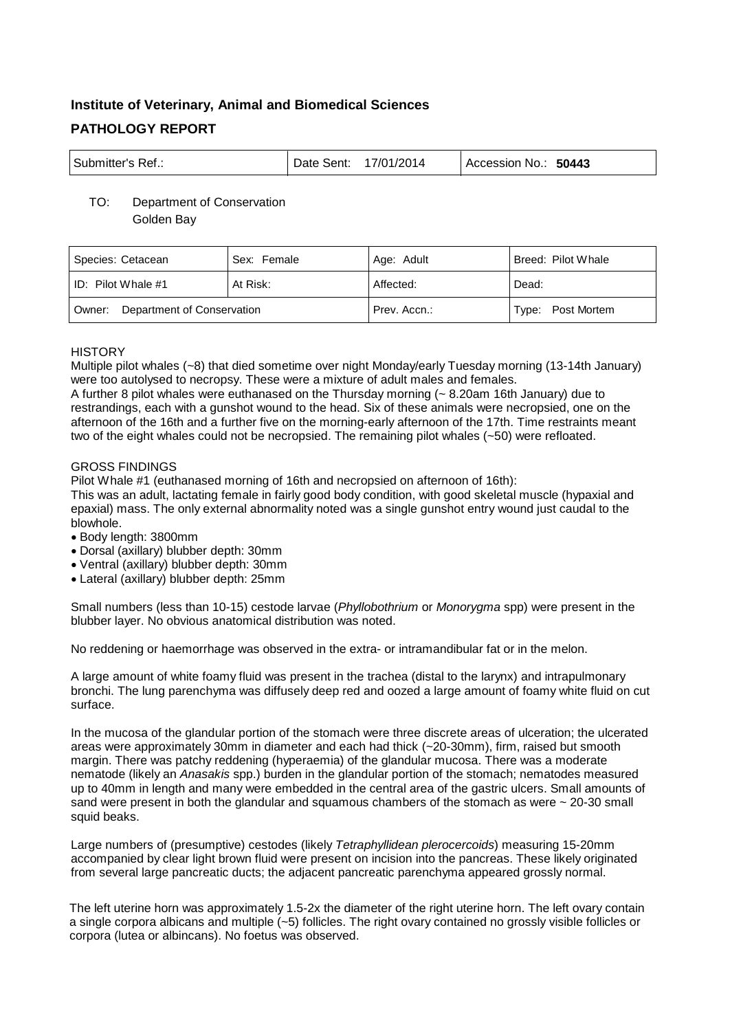**Institute of Veterinary, Animal and Biomedical Sciences**

## PATHOLOGY REPORT

| Submitter's Ref.: | Date Sent: 17/01/2014 | Accession No.: **50443** |
|---|---|---|

TO: Department of Conservation
Golden Bay

| Species: Cetacean | Sex: Female | Age: Adult | Breed: Pilot Whale |
|---|---|---|---|
| ID: Pilot Whale #1 | At Risk: | Affected: | Dead: |
| Owner: Department of Conservation | | Prev. Accn.: | Type: Post Mortem |

HISTORY

Multiple pilot whales (~8) that died sometime over night Monday/early Tuesday morning (13-14th January) were too autolysed to necropsy. These were a mixture of adult males and females.
A further 8 pilot whales were euthanased on the Thursday morning (~ 8.20am 16th January) due to restrandings, each with a gunshot wound to the head. Six of these animals were necropsied, one on the afternoon of the 16th and a further five on the morning-early afternoon of the 17th. Time restraints meant two of the eight whales could not be necropsied. The remaining pilot whales (~50) were refloated.

GROSS FINDINGS

Pilot Whale #1 (euthanased morning of 16th and necropsied on afternoon of 16th):
This was an adult, lactating female in fairly good body condition, with good skeletal muscle (hypaxial and epaxial) mass. The only external abnormality noted was a single gunshot entry wound just caudal to the blowhole.

- Body length: 3800mm
- Dorsal (axillary) blubber depth: 30mm
- Ventral (axillary) blubber depth: 30mm
- Lateral (axillary) blubber depth: 25mm

Small numbers (less than 10-15) cestode larvae (*Phyllobothrium* or *Monorygma* spp) were present in the blubber layer. No obvious anatomical distribution was noted.

No reddening or haemorrhage was observed in the extra- or intramandibular fat or in the melon.

A large amount of white foamy fluid was present in the trachea (distal to the larynx) and intrapulmonary bronchi. The lung parenchyma was diffusely deep red and oozed a large amount of foamy white fluid on cut surface.

In the mucosa of the glandular portion of the stomach were three discrete areas of ulceration; the ulcerated areas were approximately 30mm in diameter and each had thick (~20-30mm), firm, raised but smooth margin. There was patchy reddening (hyperaemia) of the glandular mucosa. There was a moderate nematode (likely an *Anasakis* spp.) burden in the glandular portion of the stomach; nematodes measured up to 40mm in length and many were embedded in the central area of the gastric ulcers. Small amounts of sand were present in both the glandular and squamous chambers of the stomach as were ~ 20-30 small squid beaks.

Large numbers of (presumptive) cestodes (likely *Tetraphyllidean plerocercoids*) measuring 15-20mm accompanied by clear light brown fluid were present on incision into the pancreas. These likely originated from several large pancreatic ducts; the adjacent pancreatic parenchyma appeared grossly normal.

The left uterine horn was approximately 1.5-2x the diameter of the right uterine horn. The left ovary contain a single corpora albicans and multiple (~5) follicles. The right ovary contained no grossly visible follicles or corpora (lutea or albincans). No foetus was observed.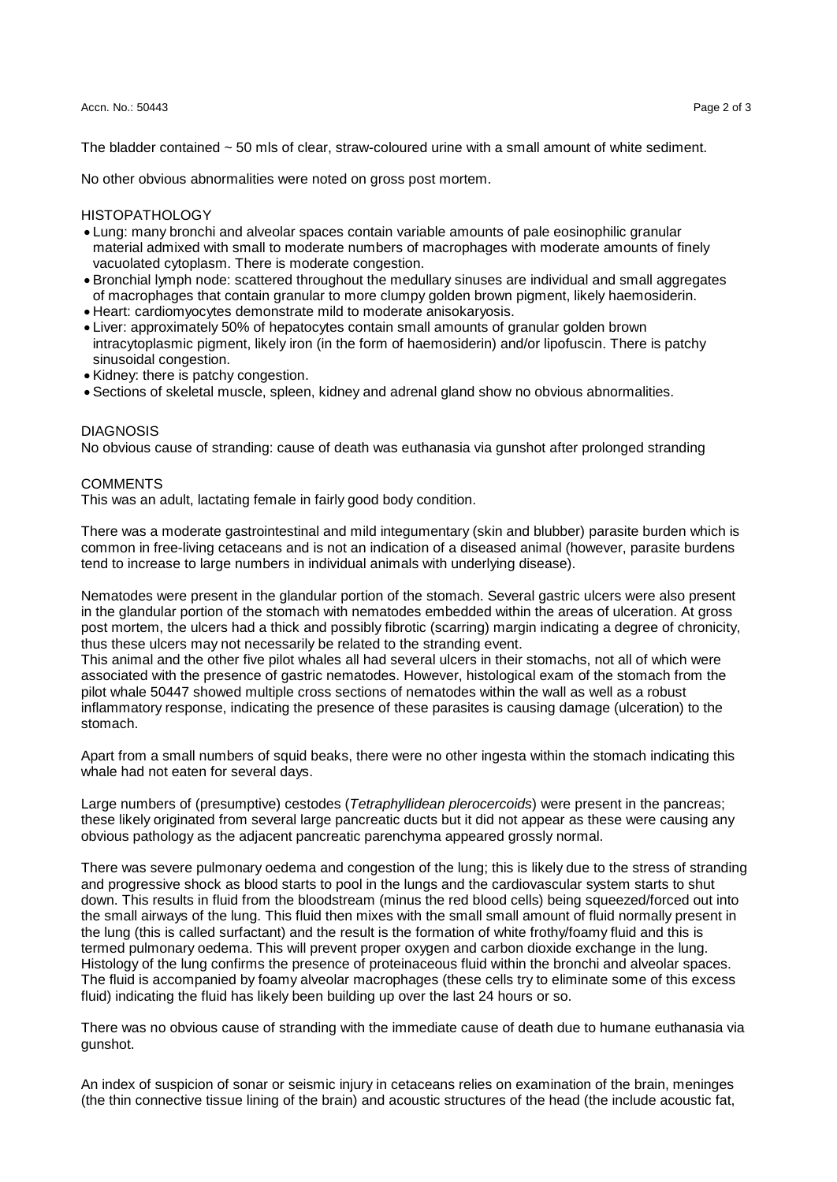The bladder contained ~ 50 mls of clear, straw-coloured urine with a small amount of white sediment.

No other obvious abnormalities were noted on gross post mortem.

HISTOPATHOLOGY

- Lung: many bronchi and alveolar spaces contain variable amounts of pale eosinophilic granular material admixed with small to moderate numbers of macrophages with moderate amounts of finely vacuolated cytoplasm. There is moderate congestion.
- Bronchial lymph node: scattered throughout the medullary sinuses are individual and small aggregates of macrophages that contain granular to more clumpy golden brown pigment, likely haemosiderin.
- Heart: cardiomyocytes demonstrate mild to moderate anisokaryosis.
- Liver: approximately 50% of hepatocytes contain small amounts of granular golden brown intracytoplasmic pigment, likely iron (in the form of haemosiderin) and/or lipofuscin. There is patchy sinusoidal congestion.
- Kidney: there is patchy congestion.
- Sections of skeletal muscle, spleen, kidney and adrenal gland show no obvious abnormalities.

DIAGNOSIS

No obvious cause of stranding: cause of death was euthanasia via gunshot after prolonged stranding

COMMENTS

This was an adult, lactating female in fairly good body condition.

There was a moderate gastrointestinal and mild integumentary (skin and blubber) parasite burden which is common in free-living cetaceans and is not an indication of a diseased animal (however, parasite burdens tend to increase to large numbers in individual animals with underlying disease).

Nematodes were present in the glandular portion of the stomach. Several gastric ulcers were also present in the glandular portion of the stomach with nematodes embedded within the areas of ulceration. At gross post mortem, the ulcers had a thick and possibly fibrotic (scarring) margin indicating a degree of chronicity, thus these ulcers may not necessarily be related to the stranding event.
This animal and the other five pilot whales all had several ulcers in their stomachs, not all of which were associated with the presence of gastric nematodes. However, histological exam of the stomach from the pilot whale 50447 showed multiple cross sections of nematodes within the wall as well as a robust inflammatory response, indicating the presence of these parasites is causing damage (ulceration) to the stomach.

Apart from a small numbers of squid beaks, there were no other ingesta within the stomach indicating this whale had not eaten for several days.

Large numbers of (presumptive) cestodes (*Tetraphyllidean plerocercoids*) were present in the pancreas; these likely originated from several large pancreatic ducts but it did not appear as these were causing any obvious pathology as the adjacent pancreatic parenchyma appeared grossly normal.

There was severe pulmonary oedema and congestion of the lung; this is likely due to the stress of stranding and progressive shock as blood starts to pool in the lungs and the cardiovascular system starts to shut down. This results in fluid from the bloodstream (minus the red blood cells) being squeezed/forced out into the small airways of the lung. This fluid then mixes with the small small amount of fluid normally present in the lung (this is called surfactant) and the result is the formation of white frothy/foamy fluid and this is termed pulmonary oedema. This will prevent proper oxygen and carbon dioxide exchange in the lung. Histology of the lung confirms the presence of proteinaceous fluid within the bronchi and alveolar spaces. The fluid is accompanied by foamy alveolar macrophages (these cells try to eliminate some of this excess fluid) indicating the fluid has likely been building up over the last 24 hours or so.

There was no obvious cause of stranding with the immediate cause of death due to humane euthanasia via gunshot.

An index of suspicion of sonar or seismic injury in cetaceans relies on examination of the brain, meninges (the thin connective tissue lining of the brain) and acoustic structures of the head (the include acoustic fat,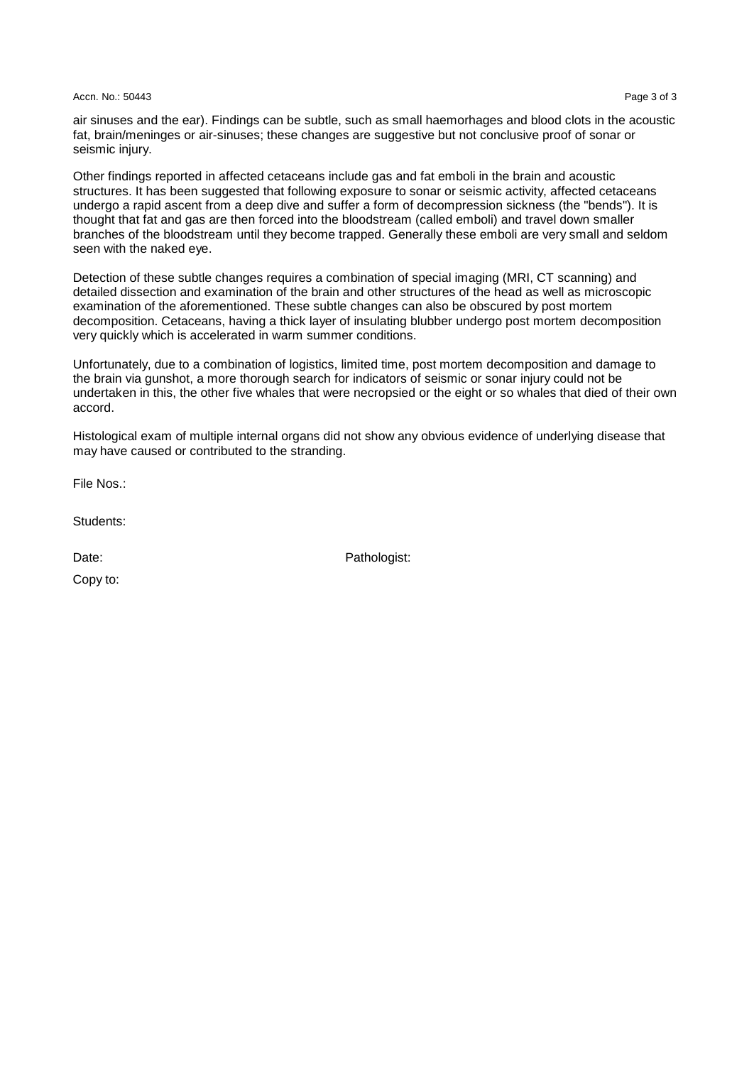air sinuses and the ear). Findings can be subtle, such as small haemorhages and blood clots in the acoustic fat, brain/meninges or air-sinuses; these changes are suggestive but not conclusive proof of sonar or seismic injury.

Other findings reported in affected cetaceans include gas and fat emboli in the brain and acoustic structures. It has been suggested that following exposure to sonar or seismic activity, affected cetaceans undergo a rapid ascent from a deep dive and suffer a form of decompression sickness (the "bends"). It is thought that fat and gas are then forced into the bloodstream (called emboli) and travel down smaller branches of the bloodstream until they become trapped. Generally these emboli are very small and seldom seen with the naked eye.

Detection of these subtle changes requires a combination of special imaging (MRI, CT scanning) and detailed dissection and examination of the brain and other structures of the head as well as microscopic examination of the aforementioned. These subtle changes can also be obscured by post mortem decomposition. Cetaceans, having a thick layer of insulating blubber undergo post mortem decomposition very quickly which is accelerated in warm summer conditions.

Unfortunately, due to a combination of logistics, limited time, post mortem decomposition and damage to the brain via gunshot, a more thorough search for indicators of seismic or sonar injury could not be undertaken in this, the other five whales that were necropsied or the eight or so whales that died of their own accord.

Histological exam of multiple internal organs did not show any obvious evidence of underlying disease that may have caused or contributed to the stranding.

File Nos.:

Students:

Date: Pathologist:

Copy to: